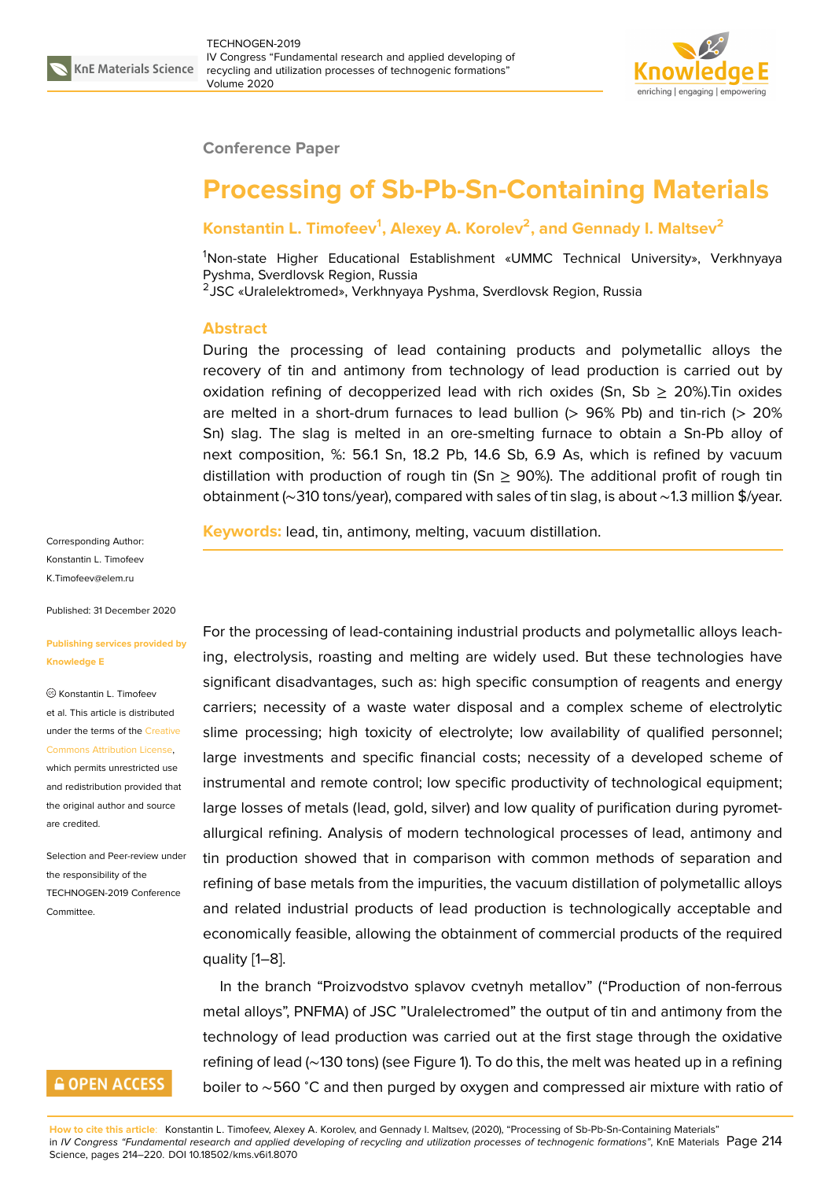Conference Paper

# Processing of Sb-Pb-Sn-Containing Materials

**Konstantin L. Timofeev[1], Alexey A. Korolev[2], and Gennady I. Maltsev[2]**

[1]Non-state Higher Educational Establishment «UMMC Technical University», Verkhnyaya Pyshma, Sverdlovsk Region, Russia
[2]JSC «Uralelektromed», Verkhnyaya Pyshma, Sverdlovsk Region, Russia

## Abstract

During the processing of lead containing products and polymetallic alloys the recovery of tin and antimony from technology of lead production is carried out by oxidation refining of decopperized lead with rich oxides (Sn, Sb $\geq$ 20%).Tin oxides are melted in a short-drum furnaces to lead bullion (> 96% Pb) and tin-rich (> 20% Sn) slag. The slag is melted in an ore-smelting furnace to obtain a Sn-Pb alloy of next composition, %: 56.1 Sn, 18.2 Pb, 14.6 Sb, 6.9 As, which is refined by vacuum distillation with production of rough tin (Sn $\geq$ 90%). The additional profit of rough tin obtainment (~310 tons/year), compared with sales of tin slag, is about ~1.3 million $/year.

**Keywords:** lead, tin, antimony, melting, vacuum distillation.

Corresponding Author:
Konstantin L. Timofeev
K.Timofeev@elem.ru

Published: 31 December 2020

Publishing services provided by Knowledge E

© Konstantin L. Timofeev et al. This article is distributed under the terms of the Creative Commons Attribution License, which permits unrestricted use and redistribution provided that the original author and source are credited.

Selection and Peer-review under the responsibility of the TECHNOGEN-2019 Conference Committee.

For the processing of lead-containing industrial products and polymetallic alloys leaching, electrolysis, roasting and melting are widely used. But these technologies have significant disadvantages, such as: high specific consumption of reagents and energy carriers; necessity of a waste water disposal and a complex scheme of electrolytic slime processing; high toxicity of electrolyte; low availability of qualified personnel; large investments and specific financial costs; necessity of a developed scheme of instrumental and remote control; low specific productivity of technological equipment; large losses of metals (lead, gold, silver) and low quality of purification during pyrometallurgical refining. Analysis of modern technological processes of lead, antimony and tin production showed that in comparison with common methods of separation and refining of base metals from the impurities, the vacuum distillation of polymetallic alloys and related industrial products of lead production is technologically acceptable and economically feasible, allowing the obtainment of commercial products of the required quality [1–8].

In the branch "Proizvodstvo splavov cvetnyh metallov" ("Production of non-ferrous metal alloys", PNFMA) of JSC "Uralelectromed" the output of tin and antimony from the technology of lead production was carried out at the first stage through the oxidative refining of lead (~130 tons) (see Figure 1). To do this, the melt was heated up in a refining boiler to ~560 °C and then purged by oxygen and compressed air mixture with ratio of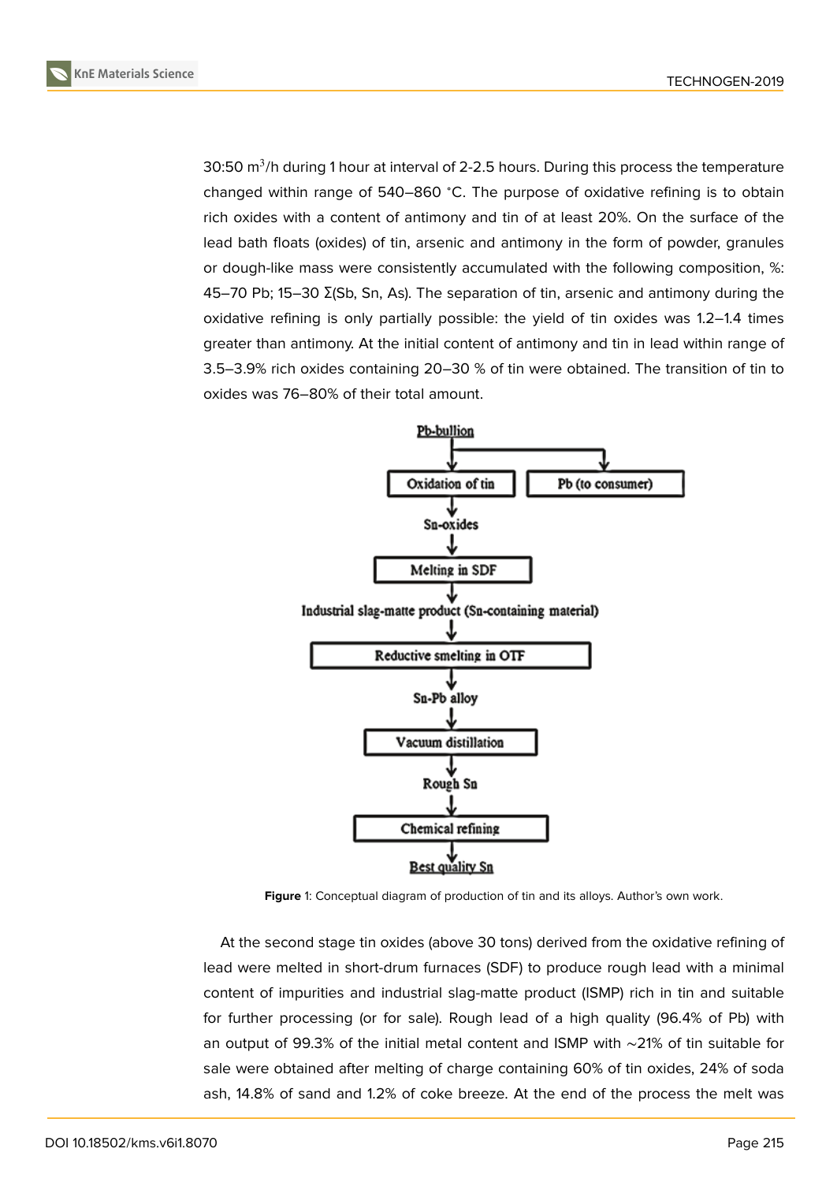30:50 $m^3$/h during 1 hour at interval of 2-2.5 hours. During this process the temperature changed within range of 540–860 °C. The purpose of oxidative refining is to obtain rich oxides with a content of antimony and tin of at least 20%. On the surface of the lead bath floats (oxides) of tin, arsenic and antimony in the form of powder, granules or dough-like mass were consistently accumulated with the following composition, %: 45–70 Pb; 15–30 Σ(Sb, Sn, As). The separation of tin, arsenic and antimony during the oxidative refining is only partially possible: the yield of tin oxides was 1.2–1.4 times greater than antimony. At the initial content of antimony and tin in lead within range of 3.5–3.9% rich oxides containing 20–30 % of tin were obtained. The transition of tin to oxides was 76–80% of their total amount.

Pb-bullion → Oxidation of tin / Pb (to consumer)
Oxidation of tin → Sn-oxides → Melting in SDF → Industrial slag-matte product (Sn-containing material) → Reductive smelting in OTF → Sn-Pb alloy → Vacuum distillation → Rough Sn → Chemical refining → Best quality Sn

**Figure** 1: Conceptual diagram of production of tin and its alloys. Author's own work.

At the second stage tin oxides (above 30 tons) derived from the oxidative refining of lead were melted in short-drum furnaces (SDF) to produce rough lead with a minimal content of impurities and industrial slag-matte product (ISMP) rich in tin and suitable for further processing (or for sale). Rough lead of a high quality (96.4% of Pb) with an output of 99.3% of the initial metal content and ISMP with ~21% of tin suitable for sale were obtained after melting of charge containing 60% of tin oxides, 24% of soda ash, 14.8% of sand and 1.2% of coke breeze. At the end of the process the melt was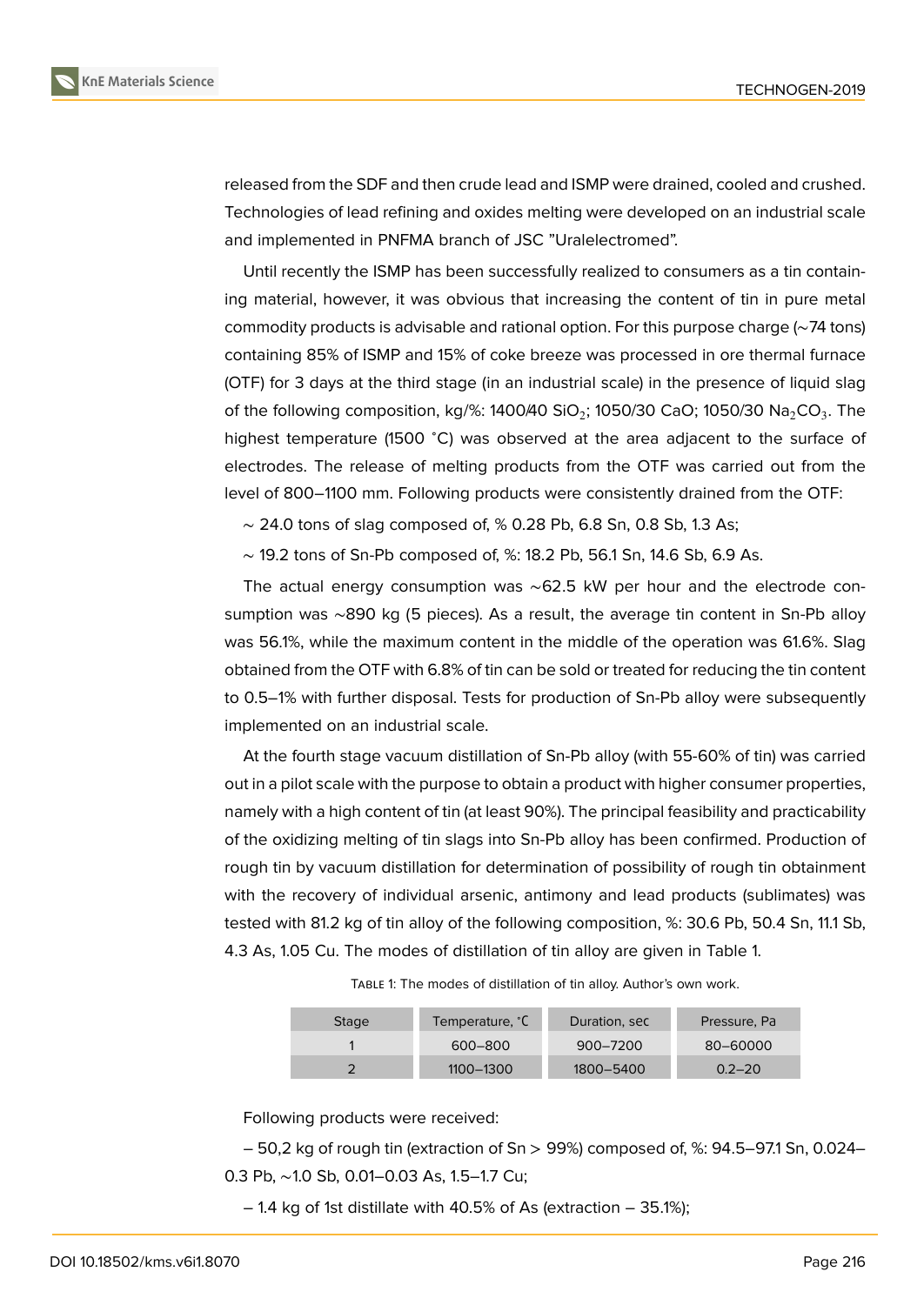released from the SDF and then crude lead and ISMP were drained, cooled and crushed. Technologies of lead refining and oxides melting were developed on an industrial scale and implemented in PNFMA branch of JSC "Uralelectromed".

Until recently the ISMP has been successfully realized to consumers as a tin containing material, however, it was obvious that increasing the content of tin in pure metal commodity products is advisable and rational option. For this purpose charge (~74 tons) containing 85% of ISMP and 15% of coke breeze was processed in ore thermal furnace (OTF) for 3 days at the third stage (in an industrial scale) in the presence of liquid slag of the following composition, kg/%: 1400/40 $SiO_2$; 1050/30 CaO; 1050/30 $Na_2CO_3$. The highest temperature (1500 ˚C) was observed at the area adjacent to the surface of electrodes. The release of melting products from the OTF was carried out from the level of 800–1100 mm. Following products were consistently drained from the OTF:

~ 24.0 tons of slag composed of, % 0.28 Pb, 6.8 Sn, 0.8 Sb, 1.3 As;

~ 19.2 tons of Sn-Pb composed of, %: 18.2 Pb, 56.1 Sn, 14.6 Sb, 6.9 As.

The actual energy consumption was ~62.5 kW per hour and the electrode consumption was ~890 kg (5 pieces). As a result, the average tin content in Sn-Pb alloy was 56.1%, while the maximum content in the middle of the operation was 61.6%. Slag obtained from the OTF with 6.8% of tin can be sold or treated for reducing the tin content to 0.5–1% with further disposal. Tests for production of Sn-Pb alloy were subsequently implemented on an industrial scale.

At the fourth stage vacuum distillation of Sn-Pb alloy (with 55-60% of tin) was carried out in a pilot scale with the purpose to obtain a product with higher consumer properties, namely with a high content of tin (at least 90%). The principal feasibility and practicability of the oxidizing melting of tin slags into Sn-Pb alloy has been confirmed. Production of rough tin by vacuum distillation for determination of possibility of rough tin obtainment with the recovery of individual arsenic, antimony and lead products (sublimates) was tested with 81.2 kg of tin alloy of the following composition, %: 30.6 Pb, 50.4 Sn, 11.1 Sb, 4.3 As, 1.05 Cu. The modes of distillation of tin alloy are given in Table 1.

Table 1: The modes of distillation of tin alloy. Author's own work.

| Stage | Temperature, ˚C | Duration, sec | Pressure, Pa |
|---|---|---|---|
| 1 | 600–800 | 900–7200 | 80–60000 |
| 2 | 1100–1300 | 1800–5400 | 0.2–20 |

Following products were received:

– 50,2 kg of rough tin (extraction of Sn > 99%) composed of, %: 94.5–97.1 Sn, 0.024–0.3 Pb, ~1.0 Sb, 0.01–0.03 As, 1.5–1.7 Cu;

– 1.4 kg of 1st distillate with 40.5% of As (extraction – 35.1%);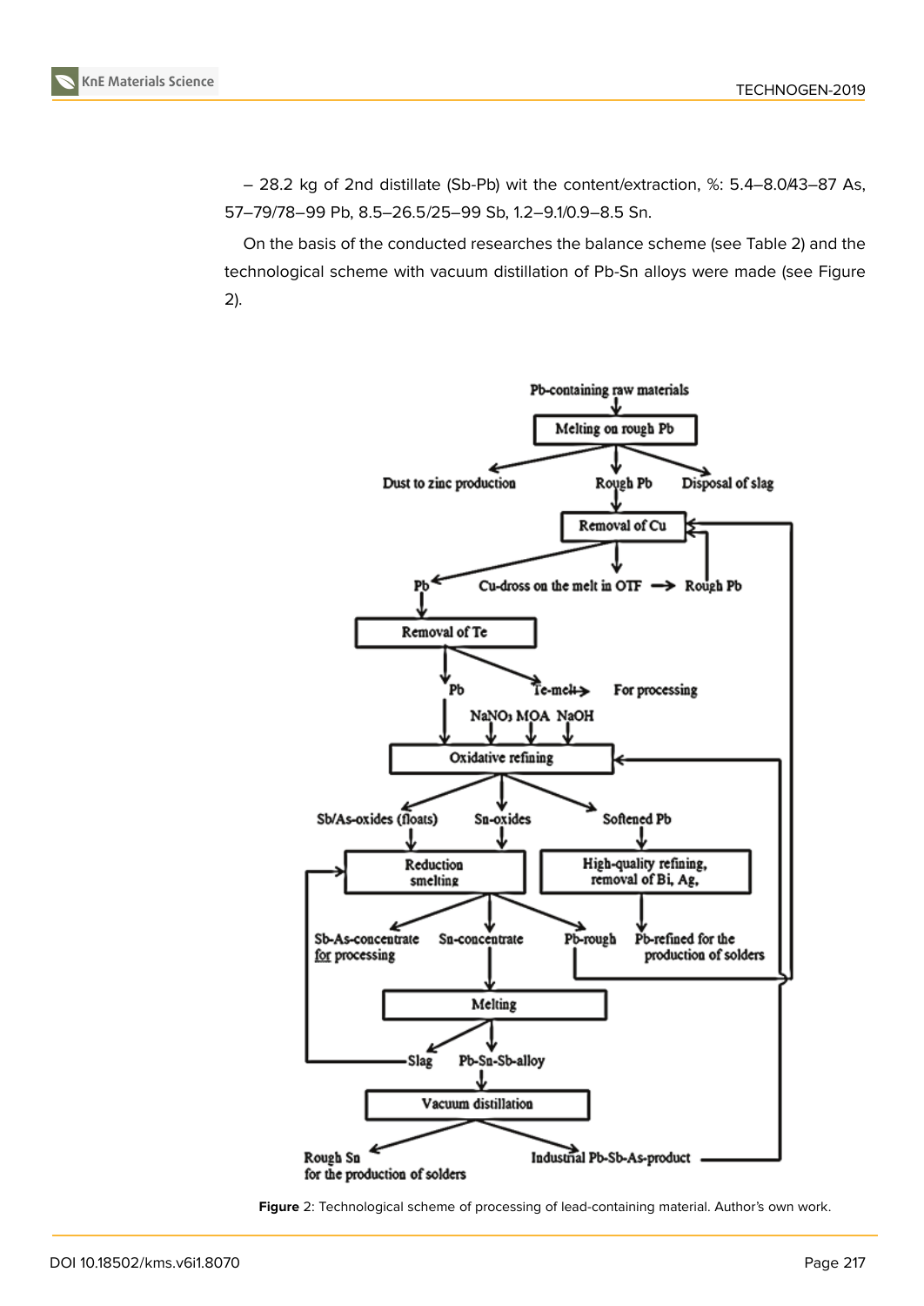– 28.2 kg of 2nd distillate (Sb-Pb) wit the content/extraction, %: 5.4–8.0/43–87 As, 57–79/78–99 Pb, 8.5–26.5/25–99 Sb, 1.2–9.1/0.9–8.5 Sn.

On the basis of the conducted researches the balance scheme (see Table 2) and the technological scheme with vacuum distillation of Pb-Sn alloys were made (see Figure 2).

**Figure** 2: Technological scheme of processing of lead-containing material. Author's own work.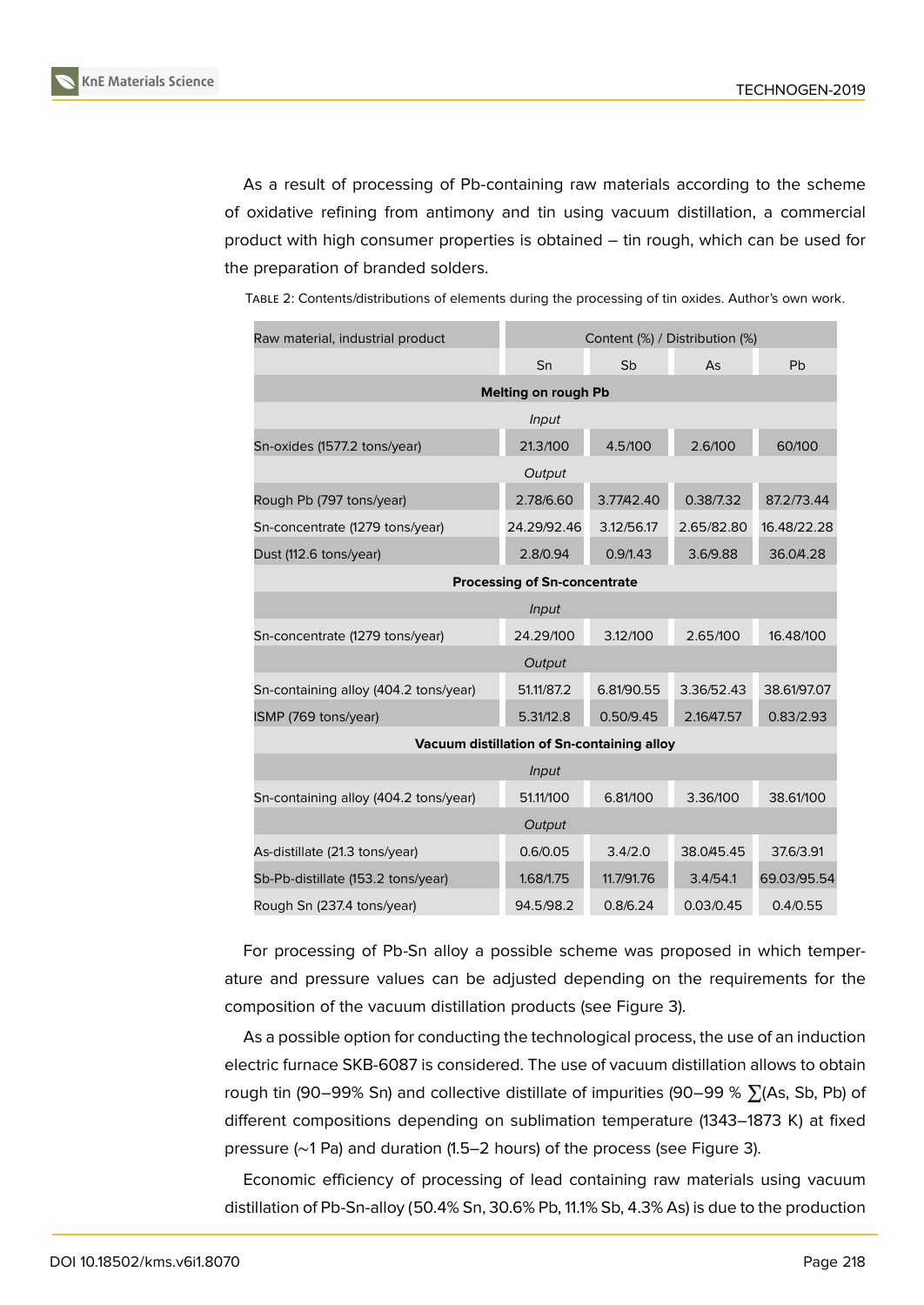As a result of processing of Pb-containing raw materials according to the scheme of oxidative refining from antimony and tin using vacuum distillation, a commercial product with high consumer properties is obtained – tin rough, which can be used for the preparation of branded solders.

Table 2: Contents/distributions of elements during the processing of tin oxides. Author's own work.

| Raw material, industrial product | Content (%) / Distribution (%) | | | |
|---|---|---|---|---|
| | Sn | Sb | As | Pb |
| **Melting on rough Pb** | | | | |
| *Input* | | | | |
| Sn-oxides (1577.2 tons/year) | 21.3/100 | 4.5/100 | 2.6/100 | 60/100 |
| *Output* | | | | |
| Rough Pb (797 tons/year) | 2.78/6.60 | 3.77/42.40 | 0.38/7.32 | 87.2/73.44 |
| Sn-concentrate (1279 tons/year) | 24.29/92.46 | 3.12/56.17 | 2.65/82.80 | 16.48/22.28 |
| Dust (112.6 tons/year) | 2.8/0.94 | 0.9/1.43 | 3.6/9.88 | 36.0/4.28 |
| **Processing of Sn-concentrate** | | | | |
| *Input* | | | | |
| Sn-concentrate (1279 tons/year) | 24.29/100 | 3.12/100 | 2.65/100 | 16.48/100 |
| *Output* | | | | |
| Sn-containing alloy (404.2 tons/year) | 51.11/87.2 | 6.81/90.55 | 3.36/52.43 | 38.61/97.07 |
| ISMP (769 tons/year) | 5.31/12.8 | 0.50/9.45 | 2.16/47.57 | 0.83/2.93 |
| **Vacuum distillation of Sn-containing alloy** | | | | |
| *Input* | | | | |
| Sn-containing alloy (404.2 tons/year) | 51.11/100 | 6.81/100 | 3.36/100 | 38.61/100 |
| *Output* | | | | |
| As-distillate (21.3 tons/year) | 0.6/0.05 | 3.4/2.0 | 38.0/45.45 | 37.6/3.91 |
| Sb-Pb-distillate (153.2 tons/year) | 1.68/1.75 | 11.7/91.76 | 3.4/54.1 | 69.03/95.54 |
| Rough Sn (237.4 tons/year) | 94.5/98.2 | 0.8/6.24 | 0.03/0.45 | 0.4/0.55 |

For processing of Pb-Sn alloy a possible scheme was proposed in which temperature and pressure values can be adjusted depending on the requirements for the composition of the vacuum distillation products (see Figure 3).

As a possible option for conducting the technological process, the use of an induction electric furnace SKB-6087 is considered. The use of vacuum distillation allows to obtain rough tin (90–99% Sn) and collective distillate of impurities (90–99 % $\sum$(As, Sb, Pb) of different compositions depending on sublimation temperature (1343–1873 K) at fixed pressure (~1 Pa) and duration (1.5–2 hours) of the process (see Figure 3).

Economic efficiency of processing of lead containing raw materials using vacuum distillation of Pb-Sn-alloy (50.4% Sn, 30.6% Pb, 11.1% Sb, 4.3% As) is due to the production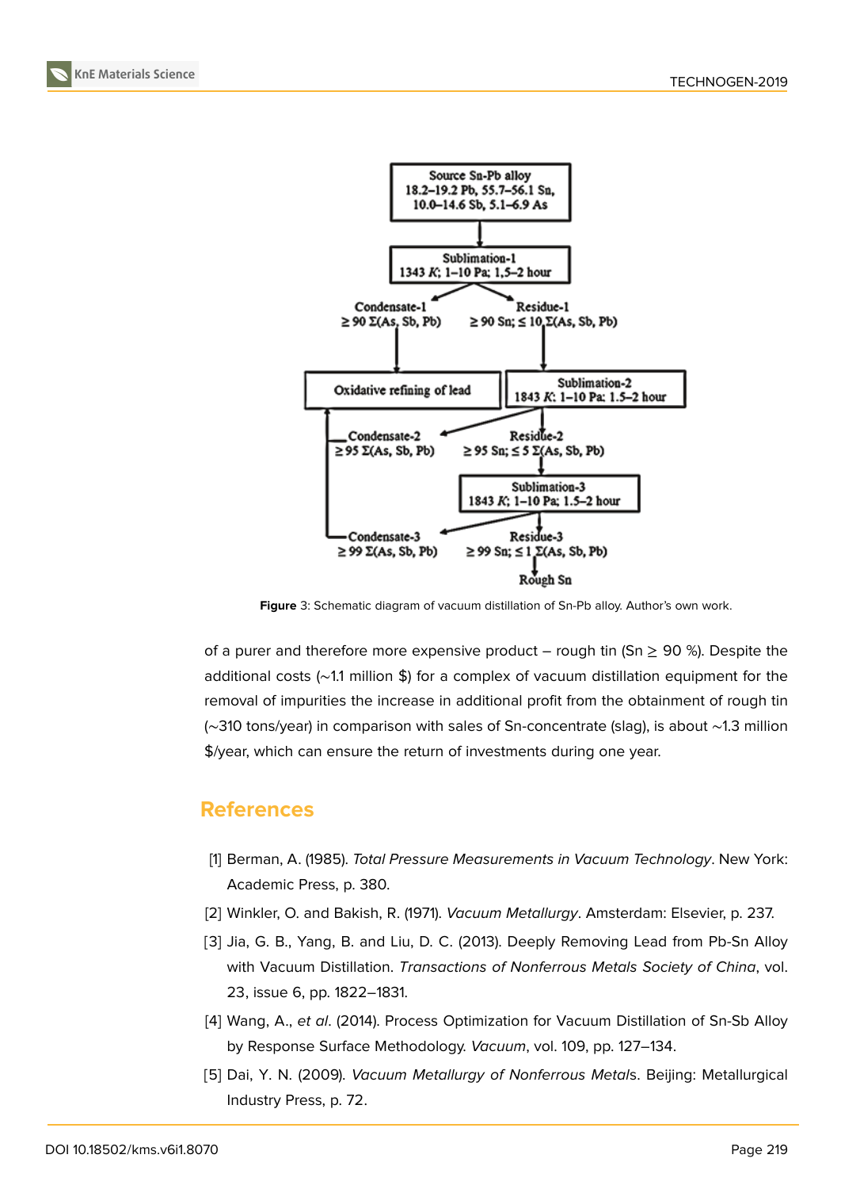Figure 3: Schematic diagram of vacuum distillation of Sn-Pb alloy. Author's own work.

of a purer and therefore more expensive product – rough tin (Sn ≥ 90 %). Despite the additional costs (~1.1 million $) for a complex of vacuum distillation equipment for the removal of impurities the increase in additional profit from the obtainment of rough tin (~310 tons/year) in comparison with sales of Sn-concentrate (slag), is about ~1.3 million $/year, which can ensure the return of investments during one year.

## References

[1] Berman, A. (1985). *Total Pressure Measurements in Vacuum Technology*. New York: Academic Press, p. 380.

[2] Winkler, O. and Bakish, R. (1971). *Vacuum Metallurgy*. Amsterdam: Elsevier, p. 237.

[3] Jia, G. B., Yang, B. and Liu, D. C. (2013). Deeply Removing Lead from Pb-Sn Alloy with Vacuum Distillation. *Transactions of Nonferrous Metals Society of China*, vol. 23, issue 6, pp. 1822–1831.

[4] Wang, A., *et al*. (2014). Process Optimization for Vacuum Distillation of Sn-Sb Alloy by Response Surface Methodology. *Vacuum*, vol. 109, pp. 127–134.

[5] Dai, Y. N. (2009). *Vacuum Metallurgy of Nonferrous Metals*. Beijing: Metallurgical Industry Press, p. 72.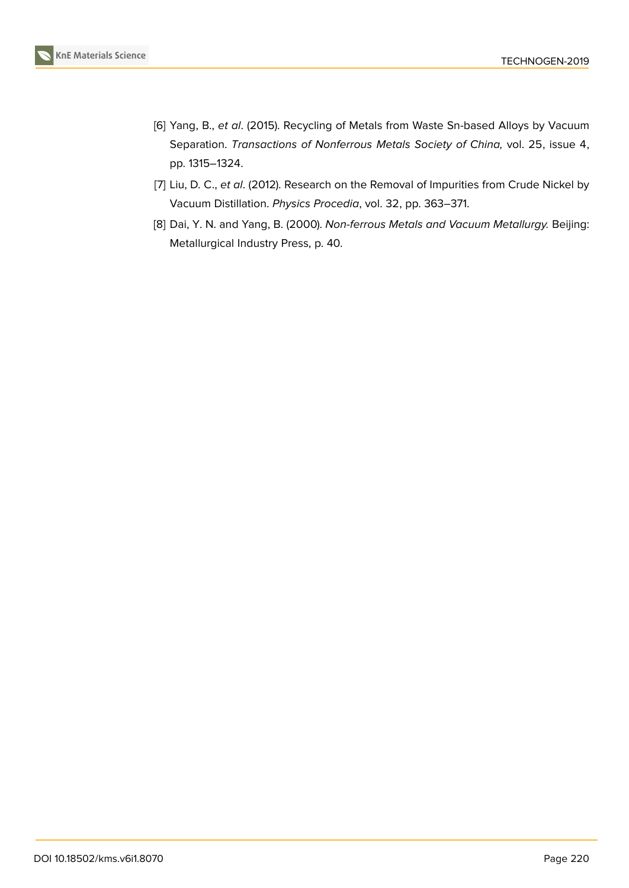[6] Yang, B., *et al*. (2015). Recycling of Metals from Waste Sn-based Alloys by Vacuum Separation. *Transactions of Nonferrous Metals Society of China,* vol. 25, issue 4, pp. 1315–1324.

[7] Liu, D. C., *et al*. (2012). Research on the Removal of Impurities from Crude Nickel by Vacuum Distillation. *Physics Procedia*, vol. 32, pp. 363–371.

[8] Dai, Y. N. and Yang, B. (2000). *Non-ferrous Metals and Vacuum Metallurgy.* Beijing: Metallurgical Industry Press, p. 40.